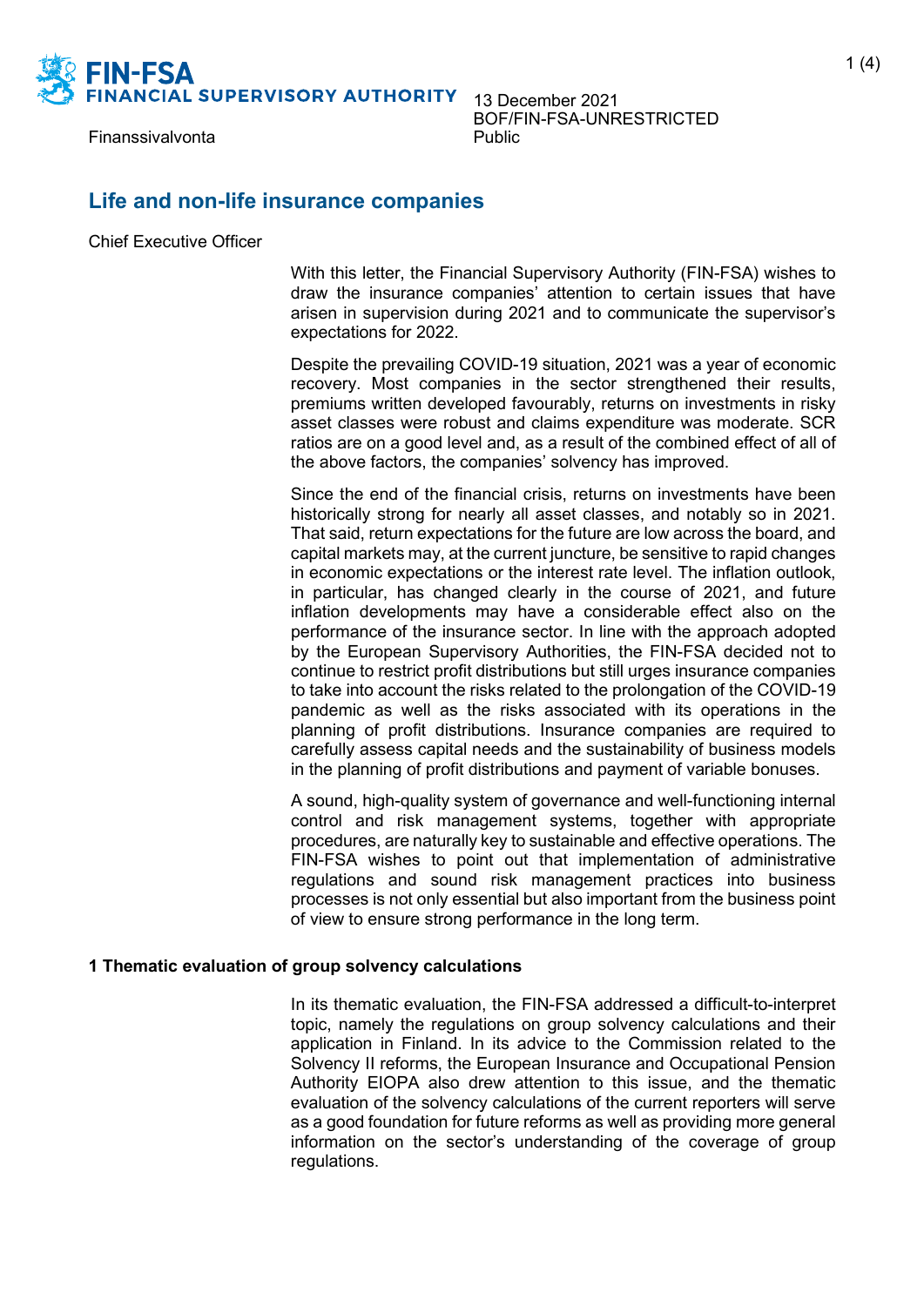FIN-FSA
FINANCIAL SUPERVISORY AUTHORITY

Finanssivalvonta

13 December 2021
BOF/FIN-FSA-UNRESTRICTED
Public

## Life and non-life insurance companies

Chief Executive Officer

With this letter, the Financial Supervisory Authority (FIN-FSA) wishes to draw the insurance companies' attention to certain issues that have arisen in supervision during 2021 and to communicate the supervisor's expectations for 2022.

Despite the prevailing COVID-19 situation, 2021 was a year of economic recovery. Most companies in the sector strengthened their results, premiums written developed favourably, returns on investments in risky asset classes were robust and claims expenditure was moderate. SCR ratios are on a good level and, as a result of the combined effect of all of the above factors, the companies' solvency has improved.

Since the end of the financial crisis, returns on investments have been historically strong for nearly all asset classes, and notably so in 2021. That said, return expectations for the future are low across the board, and capital markets may, at the current juncture, be sensitive to rapid changes in economic expectations or the interest rate level. The inflation outlook, in particular, has changed clearly in the course of 2021, and future inflation developments may have a considerable effect also on the performance of the insurance sector. In line with the approach adopted by the European Supervisory Authorities, the FIN-FSA decided not to continue to restrict profit distributions but still urges insurance companies to take into account the risks related to the prolongation of the COVID-19 pandemic as well as the risks associated with its operations in the planning of profit distributions. Insurance companies are required to carefully assess capital needs and the sustainability of business models in the planning of profit distributions and payment of variable bonuses.

A sound, high-quality system of governance and well-functioning internal control and risk management systems, together with appropriate procedures, are naturally key to sustainable and effective operations. The FIN-FSA wishes to point out that implementation of administrative regulations and sound risk management practices into business processes is not only essential but also important from the business point of view to ensure strong performance in the long term.

### 1 Thematic evaluation of group solvency calculations

In its thematic evaluation, the FIN-FSA addressed a difficult-to-interpret topic, namely the regulations on group solvency calculations and their application in Finland. In its advice to the Commission related to the Solvency II reforms, the European Insurance and Occupational Pension Authority EIOPA also drew attention to this issue, and the thematic evaluation of the solvency calculations of the current reporters will serve as a good foundation for future reforms as well as providing more general information on the sector's understanding of the coverage of group regulations.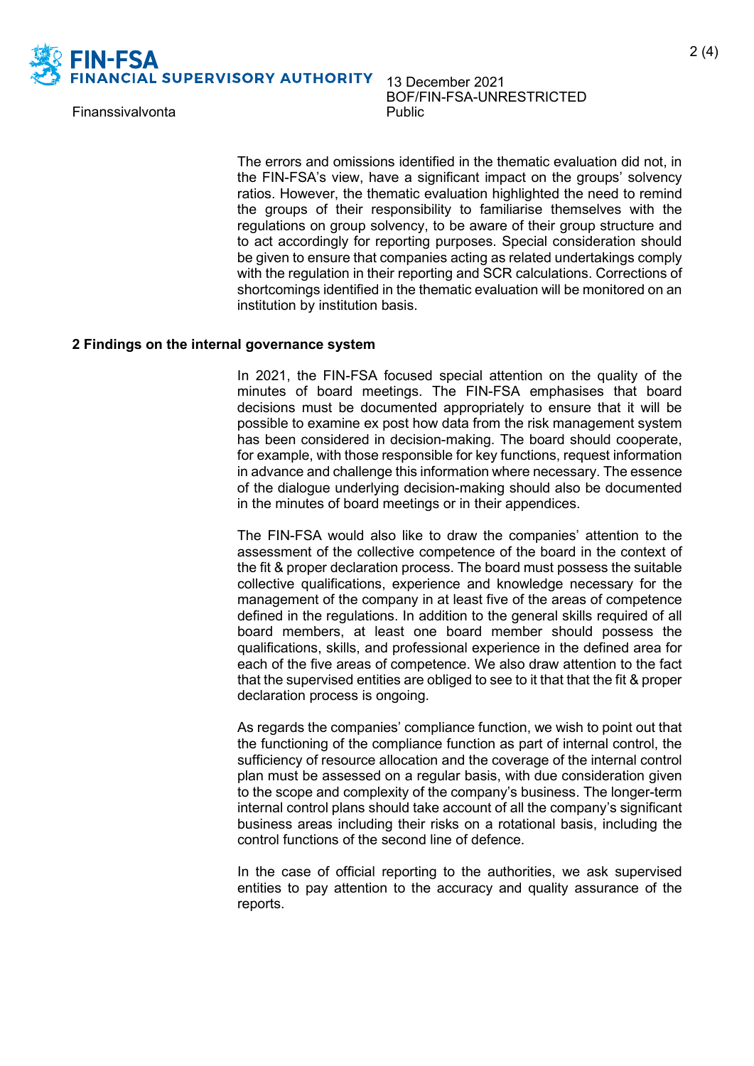The errors and omissions identified in the thematic evaluation did not, in the FIN-FSA's view, have a significant impact on the groups' solvency ratios. However, the thematic evaluation highlighted the need to remind the groups of their responsibility to familiarise themselves with the regulations on group solvency, to be aware of their group structure and to act accordingly for reporting purposes. Special consideration should be given to ensure that companies acting as related undertakings comply with the regulation in their reporting and SCR calculations. Corrections of shortcomings identified in the thematic evaluation will be monitored on an institution by institution basis.

## 2 Findings on the internal governance system

In 2021, the FIN-FSA focused special attention on the quality of the minutes of board meetings. The FIN-FSA emphasises that board decisions must be documented appropriately to ensure that it will be possible to examine ex post how data from the risk management system has been considered in decision-making. The board should cooperate, for example, with those responsible for key functions, request information in advance and challenge this information where necessary. The essence of the dialogue underlying decision-making should also be documented in the minutes of board meetings or in their appendices.

The FIN-FSA would also like to draw the companies' attention to the assessment of the collective competence of the board in the context of the fit & proper declaration process. The board must possess the suitable collective qualifications, experience and knowledge necessary for the management of the company in at least five of the areas of competence defined in the regulations. In addition to the general skills required of all board members, at least one board member should possess the qualifications, skills, and professional experience in the defined area for each of the five areas of competence. We also draw attention to the fact that the supervised entities are obliged to see to it that that the fit & proper declaration process is ongoing.

As regards the companies' compliance function, we wish to point out that the functioning of the compliance function as part of internal control, the sufficiency of resource allocation and the coverage of the internal control plan must be assessed on a regular basis, with due consideration given to the scope and complexity of the company's business. The longer-term internal control plans should take account of all the company's significant business areas including their risks on a rotational basis, including the control functions of the second line of defence.

In the case of official reporting to the authorities, we ask supervised entities to pay attention to the accuracy and quality assurance of the reports.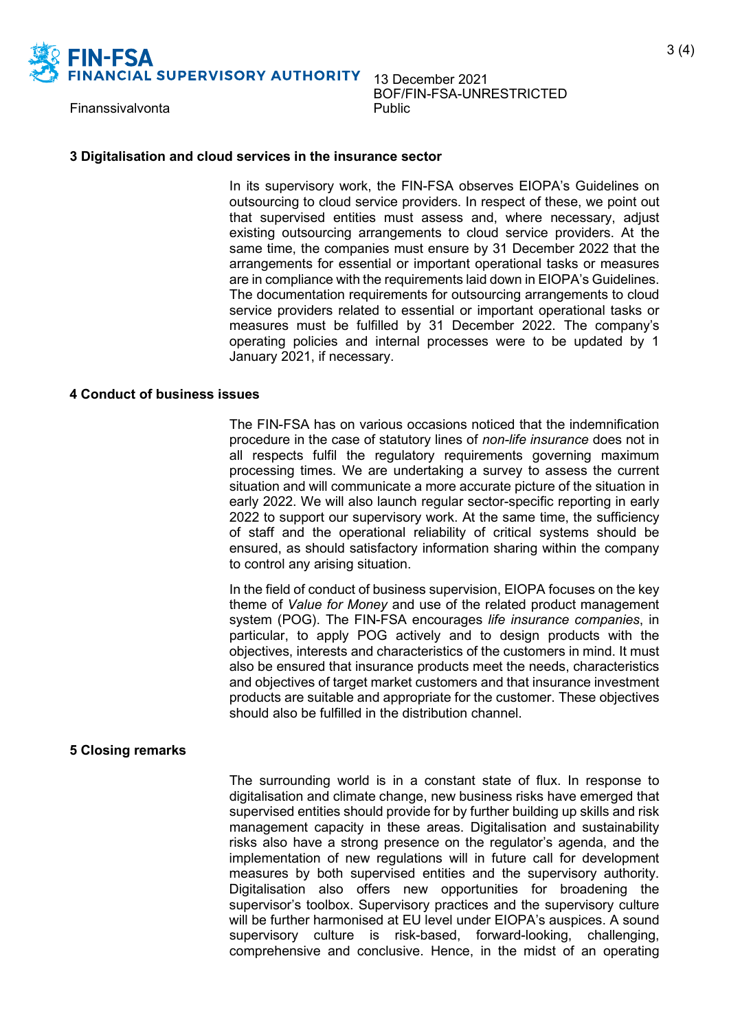## 3 Digitalisation and cloud services in the insurance sector

In its supervisory work, the FIN-FSA observes EIOPA's Guidelines on outsourcing to cloud service providers. In respect of these, we point out that supervised entities must assess and, where necessary, adjust existing outsourcing arrangements to cloud service providers. At the same time, the companies must ensure by 31 December 2022 that the arrangements for essential or important operational tasks or measures are in compliance with the requirements laid down in EIOPA's Guidelines. The documentation requirements for outsourcing arrangements to cloud service providers related to essential or important operational tasks or measures must be fulfilled by 31 December 2022. The company's operating policies and internal processes were to be updated by 1 January 2021, if necessary.

## 4 Conduct of business issues

The FIN-FSA has on various occasions noticed that the indemnification procedure in the case of statutory lines of *non-life insurance* does not in all respects fulfil the regulatory requirements governing maximum processing times. We are undertaking a survey to assess the current situation and will communicate a more accurate picture of the situation in early 2022. We will also launch regular sector-specific reporting in early 2022 to support our supervisory work. At the same time, the sufficiency of staff and the operational reliability of critical systems should be ensured, as should satisfactory information sharing within the company to control any arising situation.

In the field of conduct of business supervision, EIOPA focuses on the key theme of *Value for Money* and use of the related product management system (POG). The FIN-FSA encourages *life insurance companies*, in particular, to apply POG actively and to design products with the objectives, interests and characteristics of the customers in mind. It must also be ensured that insurance products meet the needs, characteristics and objectives of target market customers and that insurance investment products are suitable and appropriate for the customer. These objectives should also be fulfilled in the distribution channel.

## 5 Closing remarks

The surrounding world is in a constant state of flux. In response to digitalisation and climate change, new business risks have emerged that supervised entities should provide for by further building up skills and risk management capacity in these areas. Digitalisation and sustainability risks also have a strong presence on the regulator's agenda, and the implementation of new regulations will in future call for development measures by both supervised entities and the supervisory authority. Digitalisation also offers new opportunities for broadening the supervisor's toolbox. Supervisory practices and the supervisory culture will be further harmonised at EU level under EIOPA's auspices. A sound supervisory culture is risk-based, forward-looking, challenging, comprehensive and conclusive. Hence, in the midst of an operating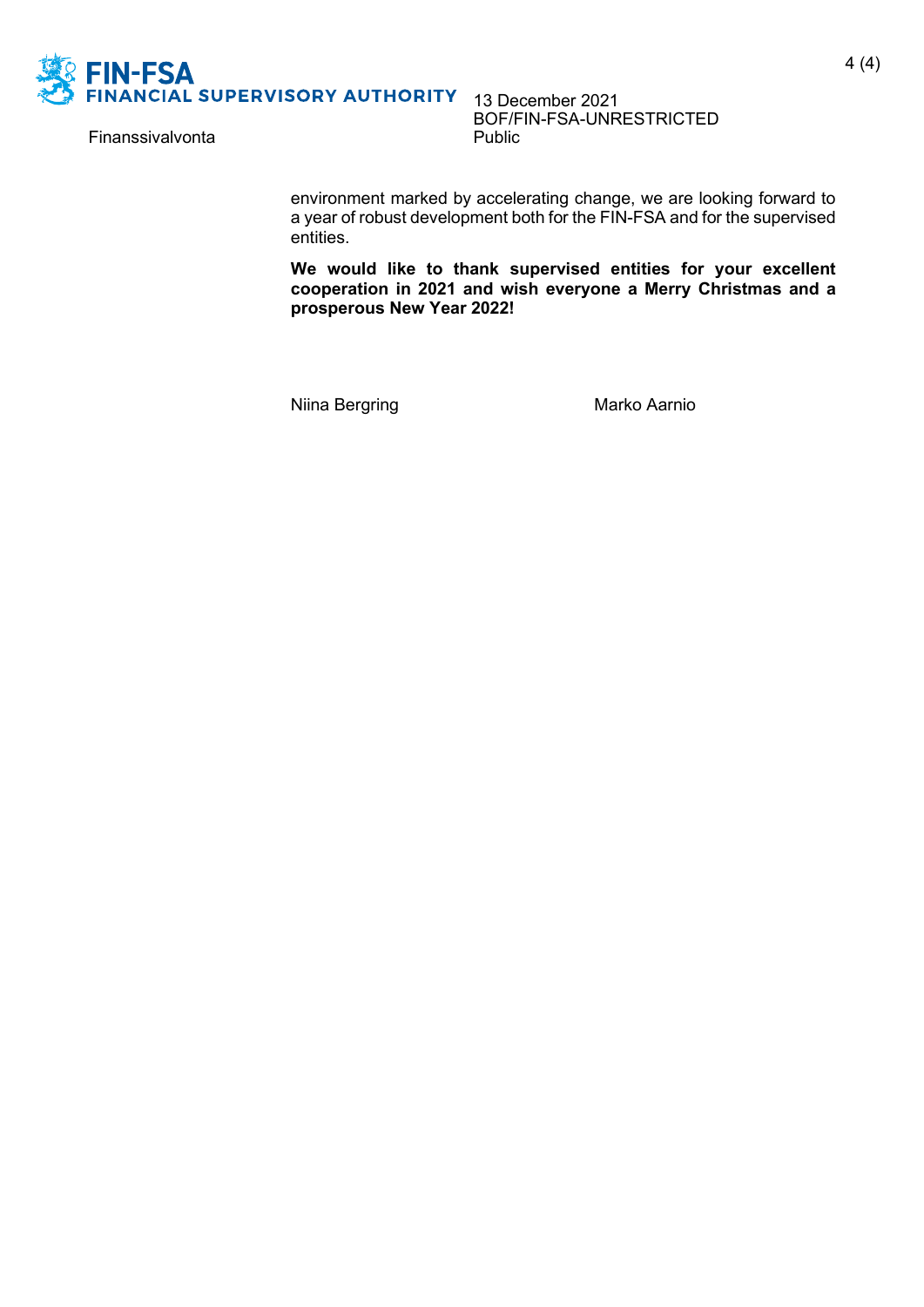environment marked by accelerating change, we are looking forward to a year of robust development both for the FIN-FSA and for the supervised entities.

**We would like to thank supervised entities for your excellent cooperation in 2021 and wish everyone a Merry Christmas and a prosperous New Year 2022!**

Niina Bergring                Marko Aarnio